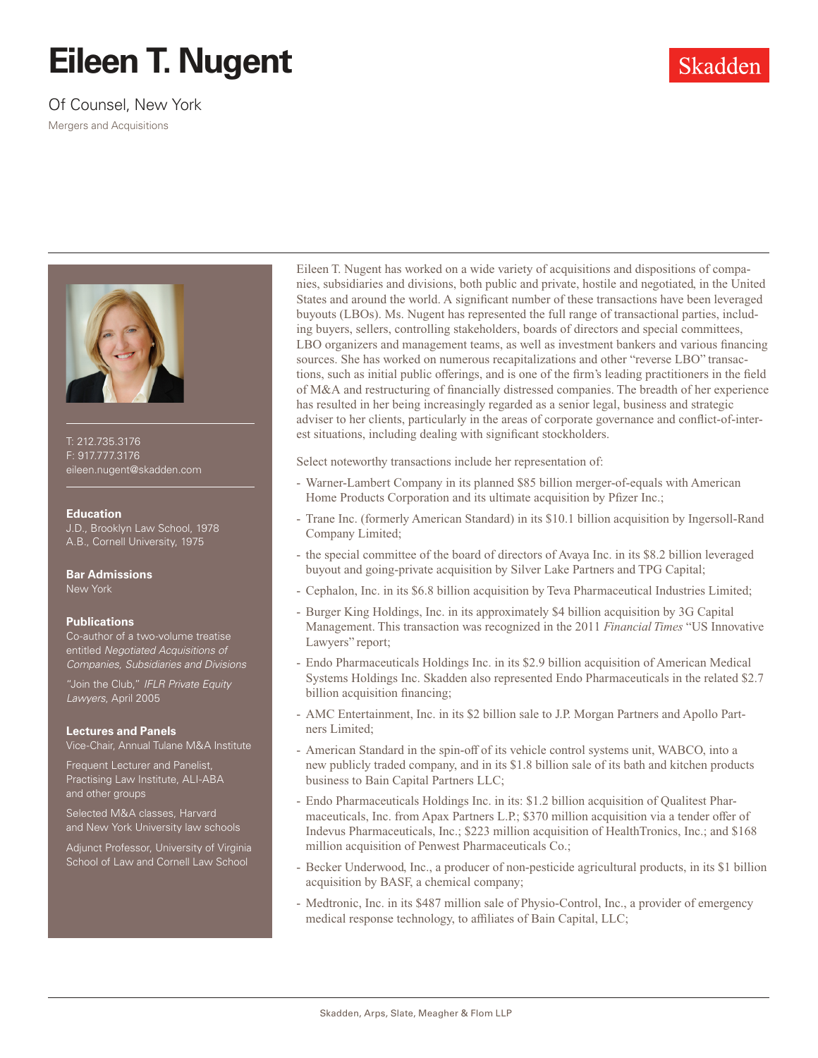# Eileen T. Nugent

Skadden

Of Counsel, New York

Mergers and Acquisitions

T: 212.735.3176
F: 917.777.3176
eileen.nugent@skadden.com

**Education**

J.D., Brooklyn Law School, 1978
A.B., Cornell University, 1975

**Bar Admissions**

New York

**Publications**

Co-author of a two-volume treatise entitled *Negotiated Acquisitions of Companies, Subsidiaries and Divisions*

"Join the Club," *IFLR Private Equity Lawyers*, April 2005

**Lectures and Panels**

Vice-Chair, Annual Tulane M&A Institute

Frequent Lecturer and Panelist, Practising Law Institute, ALI-ABA and other groups

Selected M&A classes, Harvard and New York University law schools

Adjunct Professor, University of Virginia School of Law and Cornell Law School

Eileen T. Nugent has worked on a wide variety of acquisitions and dispositions of companies, subsidiaries and divisions, both public and private, hostile and negotiated, in the United States and around the world. A significant number of these transactions have been leveraged buyouts (LBOs). Ms. Nugent has represented the full range of transactional parties, including buyers, sellers, controlling stakeholders, boards of directors and special committees, LBO organizers and management teams, as well as investment bankers and various financing sources. She has worked on numerous recapitalizations and other "reverse LBO" transactions, such as initial public offerings, and is one of the firm's leading practitioners in the field of M&A and restructuring of financially distressed companies. The breadth of her experience has resulted in her being increasingly regarded as a senior legal, business and strategic adviser to her clients, particularly in the areas of corporate governance and conflict-of-interest situations, including dealing with significant stockholders.

Select noteworthy transactions include her representation of:

- Warner-Lambert Company in its planned $85 billion merger-of-equals with American Home Products Corporation and its ultimate acquisition by Pfizer Inc.;
- Trane Inc. (formerly American Standard) in its $10.1 billion acquisition by Ingersoll-Rand Company Limited;
- the special committee of the board of directors of Avaya Inc. in its $8.2 billion leveraged buyout and going-private acquisition by Silver Lake Partners and TPG Capital;
- Cephalon, Inc. in its $6.8 billion acquisition by Teva Pharmaceutical Industries Limited;
- Burger King Holdings, Inc. in its approximately $4 billion acquisition by 3G Capital Management. This transaction was recognized in the 2011 *Financial Times* "US Innovative Lawyers" report;
- Endo Pharmaceuticals Holdings Inc. in its $2.9 billion acquisition of American Medical Systems Holdings Inc. Skadden also represented Endo Pharmaceuticals in the related $2.7 billion acquisition financing;
- AMC Entertainment, Inc. in its $2 billion sale to J.P. Morgan Partners and Apollo Partners Limited;
- American Standard in the spin-off of its vehicle control systems unit, WABCO, into a new publicly traded company, and in its $1.8 billion sale of its bath and kitchen products business to Bain Capital Partners LLC;
- Endo Pharmaceuticals Holdings Inc. in its: $1.2 billion acquisition of Qualitest Pharmaceuticals, Inc. from Apax Partners L.P.; $370 million acquisition via a tender offer of Indevus Pharmaceuticals, Inc.; $223 million acquisition of HealthTronics, Inc.; and $168 million acquisition of Penwest Pharmaceuticals Co.;
- Becker Underwood, Inc., a producer of non-pesticide agricultural products, in its $1 billion acquisition by BASF, a chemical company;
- Medtronic, Inc. in its $487 million sale of Physio-Control, Inc., a provider of emergency medical response technology, to affiliates of Bain Capital, LLC;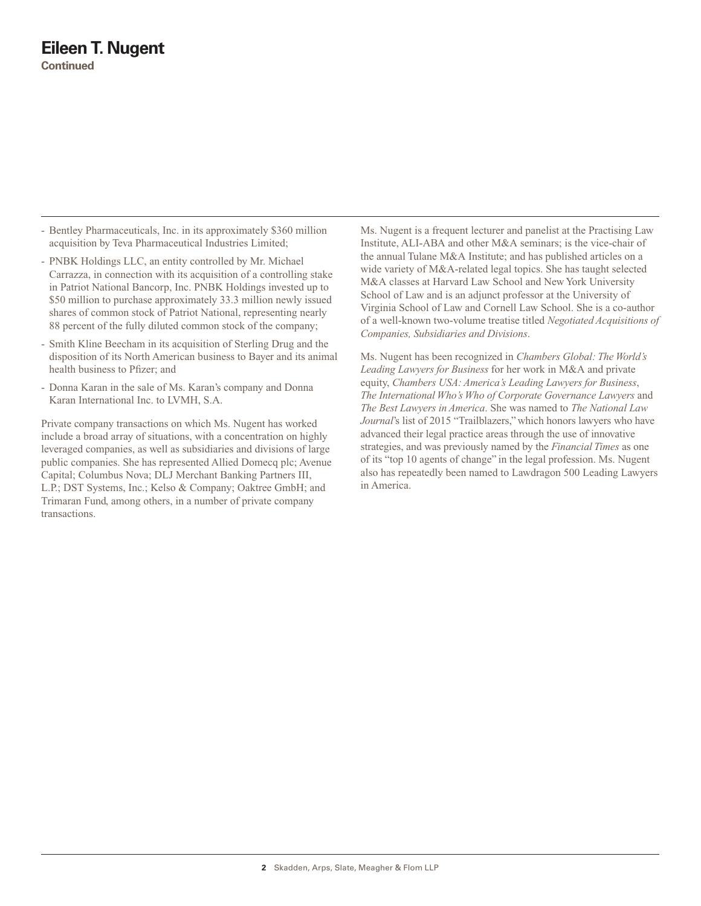# Eileen T. Nugent

**Continued**

- Bentley Pharmaceuticals, Inc. in its approximately $360 million acquisition by Teva Pharmaceutical Industries Limited;
- PNBK Holdings LLC, an entity controlled by Mr. Michael Carrazza, in connection with its acquisition of a controlling stake in Patriot National Bancorp, Inc. PNBK Holdings invested up to $50 million to purchase approximately 33.3 million newly issued shares of common stock of Patriot National, representing nearly 88 percent of the fully diluted common stock of the company;
- Smith Kline Beecham in its acquisition of Sterling Drug and the disposition of its North American business to Bayer and its animal health business to Pfizer; and
- Donna Karan in the sale of Ms. Karan's company and Donna Karan International Inc. to LVMH, S.A.

Private company transactions on which Ms. Nugent has worked include a broad array of situations, with a concentration on highly leveraged companies, as well as subsidiaries and divisions of large public companies. She has represented Allied Domecq plc; Avenue Capital; Columbus Nova; DLJ Merchant Banking Partners III, L.P.; DST Systems, Inc.; Kelso & Company; Oaktree GmbH; and Trimaran Fund, among others, in a number of private company transactions.

Ms. Nugent is a frequent lecturer and panelist at the Practising Law Institute, ALI-ABA and other M&A seminars; is the vice-chair of the annual Tulane M&A Institute; and has published articles on a wide variety of M&A-related legal topics. She has taught selected M&A classes at Harvard Law School and New York University School of Law and is an adjunct professor at the University of Virginia School of Law and Cornell Law School. She is a co-author of a well-known two-volume treatise titled *Negotiated Acquisitions of Companies, Subsidiaries and Divisions*.

Ms. Nugent has been recognized in *Chambers Global: The World's Leading Lawyers for Business* for her work in M&A and private equity, *Chambers USA: America's Leading Lawyers for Business*, *The International Who's Who of Corporate Governance Lawyers* and *The Best Lawyers in America*. She was named to *The National Law Journal*'s list of 2015 "Trailblazers," which honors lawyers who have advanced their legal practice areas through the use of innovative strategies, and was previously named by the *Financial Times* as one of its "top 10 agents of change" in the legal profession. Ms. Nugent also has repeatedly been named to Lawdragon 500 Leading Lawyers in America.